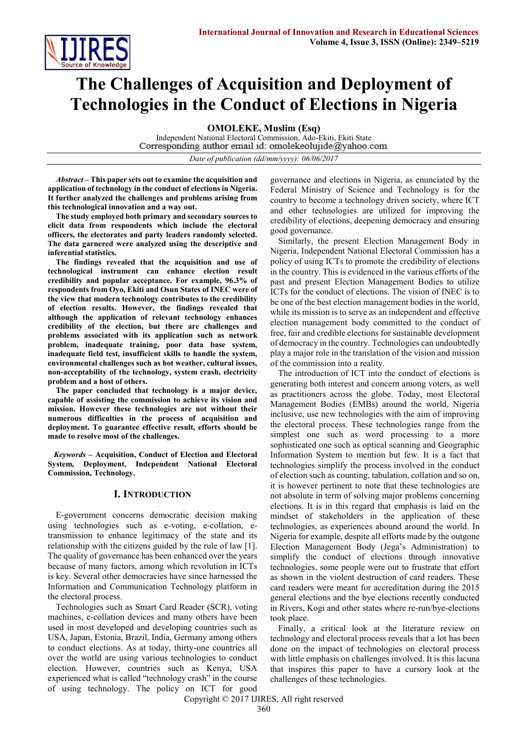# The Challenges of Acquisition and Deployment of Technologies in the Conduct of Elections in Nigeria

**OMOLEKE, Muslim (Esq)**

Independent National Electoral Commission, Ado-Ekiti, Ekiti State

Corresponding author email id: omolekeolujide@yahoo.com

*Date of publication (dd/mm/yyyy): 06/06/2017*

***Abstract* – This paper sets out to examine the acquisition and application of technology in the conduct of elections in Nigeria. It further analyzed the challenges and problems arising from this technological innovation and a way out.**

**The study employed both primary and secondary sources to elicit data from respondents which include the electoral officers, the electorates and party leaders randomly selected. The data garnered were analyzed using the descriptive and inferential statistics.**

**The findings revealed that the acquisition and use of technological instrument can enhance election result credibility and popular acceptance. For example, 96.3% of respondents from Oyo, Ekiti and Osun States of INEC were of the view that modern technology contributes to the credibility of election results. However, the findings revealed that although the application of relevant technology enhances credibility of the election, but there are challenges and problems associated with its application such as network problem, inadequate training, poor data base system, inadequate field test, insufficient skills to handle the system, environmental challenges such as hot weather, cultural issues, non-acceptability of the technology, system crash, electricity problem and a host of others.**

**The paper concluded that technology is a major device, capable of assisting the commission to achieve its vision and mission. However these technologies are not without their numerous difficulties in the process of acquisition and deployment. To guarantee effective result, efforts should be made to resolve most of the challenges.**

***Keywords* – Acquisition, Conduct of Election and Electoral System, Deployment, Independent National Electoral Commission, Technology.**

## I. Introduction

E-government concerns democratic decision making using technologies such as e-voting, e-collation, e-transmission to enhance legitimacy of the state and its relationship with the citizens guided by the rule of law [1]. The quality of governance has been enhanced over the years because of many factors, among which revolution in ICTs is key. Several other democracies have since harnessed the Information and Communication Technology platform in the electoral process.

Technologies such as Smart Card Reader (SCR), voting machines, e-collation devices and many others have been used in most developed and developing countries such as USA, Japan, Estonia, Brazil, India, Germany among others to conduct elections. As at today, thirty-one countries all over the world are using various technologies to conduct election. However, countries such as Kenya, USA experienced what is called "technology crash" in the course of using technology. The policy on ICT for good governance and elections in Nigeria, as enunciated by the Federal Ministry of Science and Technology is for the country to become a technology driven society, where ICT and other technologies are utilized for improving the credibility of elections, deepening democracy and ensuring good governance.

Similarly, the present Election Management Body in Nigeria, Independent National Electoral Commission has a policy of using ICTs to promote the credibility of elections in the country. This is evidenced in the various efforts of the past and present Election Management Bodies to utilize ICTs for the conduct of elections. The vision of INEC is to be one of the best election management bodies in the world, while its mission is to serve as an independent and effective election management body committed to the conduct of free, fair and credible elections for sustainable development of democracy in the country. Technologies can undoubtedly play a major role in the translation of the vision and mission of the commission into a reality.

The introduction of ICT into the conduct of elections is generating both interest and concern among voters, as well as practitioners across the globe. Today, most Electoral Management Bodies (EMBs) around the world, Nigeria inclusive, use new technologies with the aim of improving the electoral process. These technologies range from the simplest one such as word processing to a more sophisticated one such as optical scanning and Geographic Information System to mention but few. It is a fact that technologies simplify the process involved in the conduct of election such as counting, tabulation, collation and so on, it is however pertinent to note that these technologies are not absolute in term of solving major problems concerning elections. It is in this regard that emphasis is laid on the mindset of stakeholders in the application of these technologies, as experiences abound around the world. In Nigeria for example, despite all efforts made by the outgone Election Management Body (Jega's Administration) to simplify the conduct of elections through innovative technologies, some people were out to frustrate that effort as shown in the violent destruction of card readers. These card readers were meant for accreditation during the 2015 general elections and the bye elections recently conducted in Rivers, Kogi and other states where re-run/bye-elections took place.

Finally, a critical look at the literature review on technology and electoral process reveals that a lot has been done on the impact of technologies on electoral process with little emphasis on challenges involved. It is this lacuna that inspires this paper to have a cursory look at the challenges of these technologies.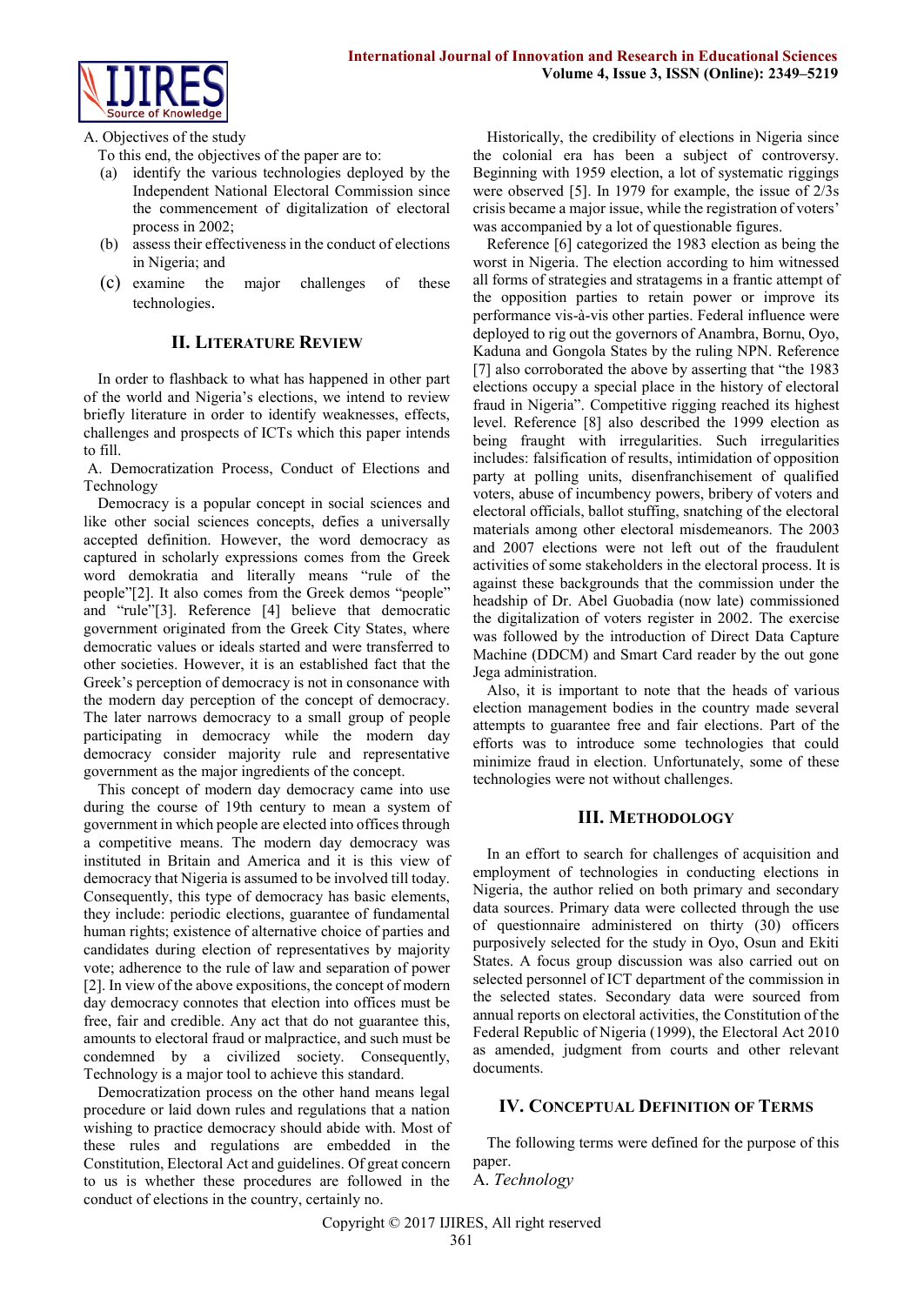A. Objectives of the study

To this end, the objectives of the paper are to:

(a) identify the various technologies deployed by the Independent National Electoral Commission since the commencement of digitalization of electoral process in 2002;
(b) assess their effectiveness in the conduct of elections in Nigeria; and
(c) examine the major challenges of these technologies.

## II. Literature Review

In order to flashback to what has happened in other part of the world and Nigeria's elections, we intend to review briefly literature in order to identify weaknesses, effects, challenges and prospects of ICTs which this paper intends to fill.

A. Democratization Process, Conduct of Elections and Technology

Democracy is a popular concept in social sciences and like other social sciences concepts, defies a universally accepted definition. However, the word democracy as captured in scholarly expressions comes from the Greek word demokratia and literally means "rule of the people"[2]. It also comes from the Greek demos "people" and "rule"[3]. Reference [4] believe that democratic government originated from the Greek City States, where democratic values or ideals started and were transferred to other societies. However, it is an established fact that the Greek's perception of democracy is not in consonance with the modern day perception of the concept of democracy. The later narrows democracy to a small group of people participating in democracy while the modern day democracy consider majority rule and representative government as the major ingredients of the concept.

This concept of modern day democracy came into use during the course of 19th century to mean a system of government in which people are elected into offices through a competitive means. The modern day democracy was instituted in Britain and America and it is this view of democracy that Nigeria is assumed to be involved till today. Consequently, this type of democracy has basic elements, they include: periodic elections, guarantee of fundamental human rights; existence of alternative choice of parties and candidates during election of representatives by majority vote; adherence to the rule of law and separation of power [2]. In view of the above expositions, the concept of modern day democracy connotes that election into offices must be free, fair and credible. Any act that do not guarantee this, amounts to electoral fraud or malpractice, and such must be condemned by a civilized society. Consequently, Technology is a major tool to achieve this standard.

Democratization process on the other hand means legal procedure or laid down rules and regulations that a nation wishing to practice democracy should abide with. Most of these rules and regulations are embedded in the Constitution, Electoral Act and guidelines. Of great concern to us is whether these procedures are followed in the conduct of elections in the country, certainly no.

Historically, the credibility of elections in Nigeria since the colonial era has been a subject of controversy. Beginning with 1959 election, a lot of systematic riggings were observed [5]. In 1979 for example, the issue of 2/3s crisis became a major issue, while the registration of voters' was accompanied by a lot of questionable figures.

Reference [6] categorized the 1983 election as being the worst in Nigeria. The election according to him witnessed all forms of strategies and stratagems in a frantic attempt of the opposition parties to retain power or improve its performance vis-à-vis other parties. Federal influence were deployed to rig out the governors of Anambra, Bornu, Oyo, Kaduna and Gongola States by the ruling NPN. Reference [7] also corroborated the above by asserting that "the 1983 elections occupy a special place in the history of electoral fraud in Nigeria". Competitive rigging reached its highest level. Reference [8] also described the 1999 election as being fraught with irregularities. Such irregularities includes: falsification of results, intimidation of opposition party at polling units, disenfranchisement of qualified voters, abuse of incumbency powers, bribery of voters and electoral officials, ballot stuffing, snatching of the electoral materials among other electoral misdemeanors. The 2003 and 2007 elections were not left out of the fraudulent activities of some stakeholders in the electoral process. It is against these backgrounds that the commission under the headship of Dr. Abel Guobadia (now late) commissioned the digitalization of voters register in 2002. The exercise was followed by the introduction of Direct Data Capture Machine (DDCM) and Smart Card reader by the out gone Jega administration.

Also, it is important to note that the heads of various election management bodies in the country made several attempts to guarantee free and fair elections. Part of the efforts was to introduce some technologies that could minimize fraud in election. Unfortunately, some of these technologies were not without challenges.

## III. Methodology

In an effort to search for challenges of acquisition and employment of technologies in conducting elections in Nigeria, the author relied on both primary and secondary data sources. Primary data were collected through the use of questionnaire administered on thirty (30) officers purposively selected for the study in Oyo, Osun and Ekiti States. A focus group discussion was also carried out on selected personnel of ICT department of the commission in the selected states. Secondary data were sourced from annual reports on electoral activities, the Constitution of the Federal Republic of Nigeria (1999), the Electoral Act 2010 as amended, judgment from courts and other relevant documents.

## IV. Conceptual Definition of Terms

The following terms were defined for the purpose of this paper.

A. *Technology*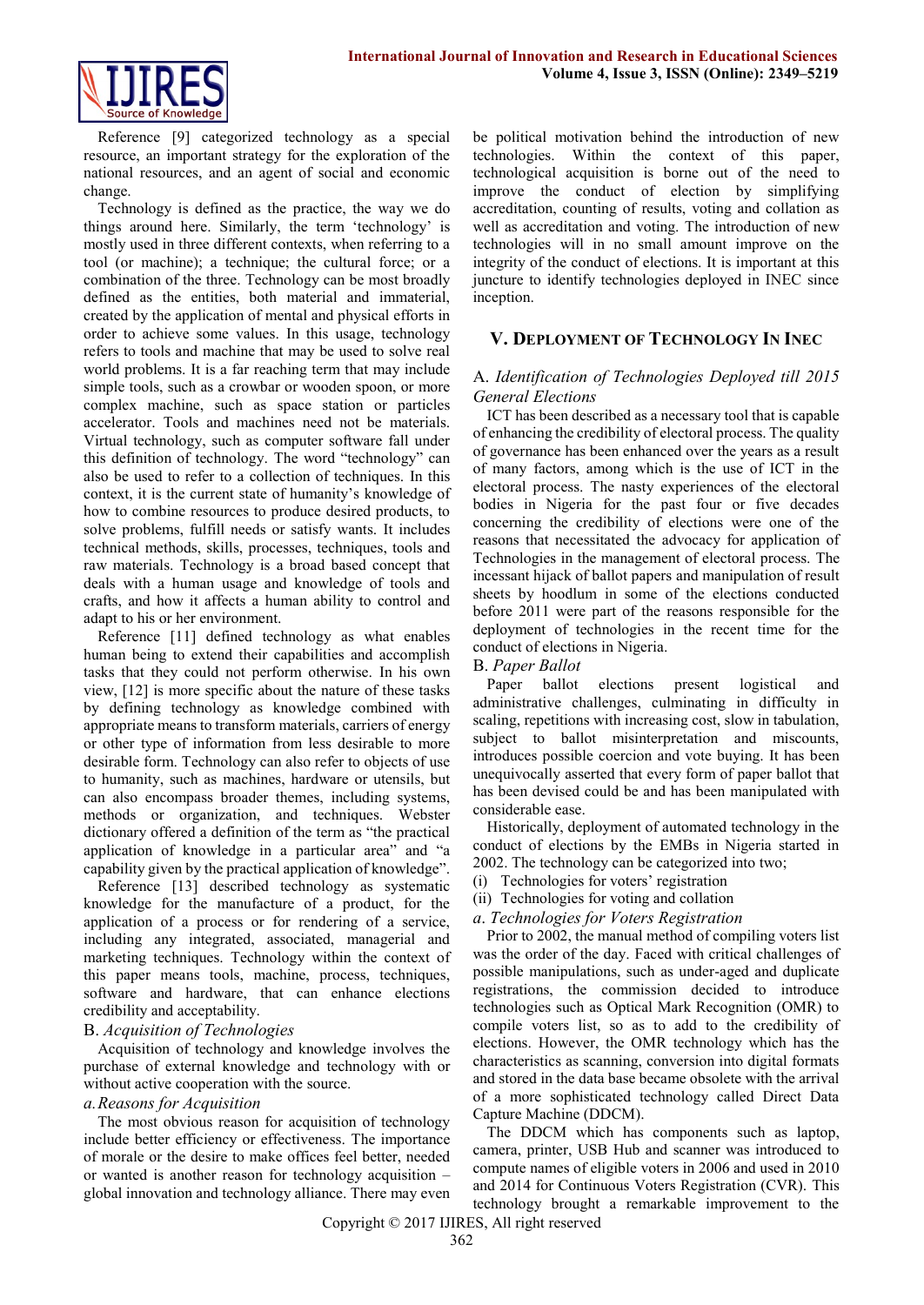Reference [9] categorized technology as a special resource, an important strategy for the exploration of the national resources, and an agent of social and economic change.

Technology is defined as the practice, the way we do things around here. Similarly, the term 'technology' is mostly used in three different contexts, when referring to a tool (or machine); a technique; the cultural force; or a combination of the three. Technology can be most broadly defined as the entities, both material and immaterial, created by the application of mental and physical efforts in order to achieve some values. In this usage, technology refers to tools and machine that may be used to solve real world problems. It is a far reaching term that may include simple tools, such as a crowbar or wooden spoon, or more complex machine, such as space station or particles accelerator. Tools and machines need not be materials. Virtual technology, such as computer software fall under this definition of technology. The word "technology" can also be used to refer to a collection of techniques. In this context, it is the current state of humanity's knowledge of how to combine resources to produce desired products, to solve problems, fulfill needs or satisfy wants. It includes technical methods, skills, processes, techniques, tools and raw materials. Technology is a broad based concept that deals with a human usage and knowledge of tools and crafts, and how it affects a human ability to control and adapt to his or her environment.

Reference [11] defined technology as what enables human being to extend their capabilities and accomplish tasks that they could not perform otherwise. In his own view, [12] is more specific about the nature of these tasks by defining technology as knowledge combined with appropriate means to transform materials, carriers of energy or other type of information from less desirable to more desirable form. Technology can also refer to objects of use to humanity, such as machines, hardware or utensils, but can also encompass broader themes, including systems, methods or organization, and techniques. Webster dictionary offered a definition of the term as "the practical application of knowledge in a particular area" and "a capability given by the practical application of knowledge".

Reference [13] described technology as systematic knowledge for the manufacture of a product, for the application of a process or for rendering of a service, including any integrated, associated, managerial and marketing techniques. Technology within the context of this paper means tools, machine, process, techniques, software and hardware, that can enhance elections credibility and acceptability.

### B. *Acquisition of Technologies*

Acquisition of technology and knowledge involves the purchase of external knowledge and technology with or without active cooperation with the source.

#### *a. Reasons for Acquisition*

The most obvious reason for acquisition of technology include better efficiency or effectiveness. The importance of morale or the desire to make offices feel better, needed or wanted is another reason for technology acquisition – global innovation and technology alliance. There may even be political motivation behind the introduction of new technologies. Within the context of this paper, technological acquisition is borne out of the need to improve the conduct of election by simplifying accreditation, counting of results, voting and collation as well as accreditation and voting. The introduction of new technologies will in no small amount improve on the integrity of the conduct of elections. It is important at this juncture to identify technologies deployed in INEC since inception.

## V. Deployment of Technology In Inec

### A. *Identification of Technologies Deployed till 2015 General Elections*

ICT has been described as a necessary tool that is capable of enhancing the credibility of electoral process. The quality of governance has been enhanced over the years as a result of many factors, among which is the use of ICT in the electoral process. The nasty experiences of the electoral bodies in Nigeria for the past four or five decades concerning the credibility of elections were one of the reasons that necessitated the advocacy for application of Technologies in the management of electoral process. The incessant hijack of ballot papers and manipulation of result sheets by hoodlum in some of the elections conducted before 2011 were part of the reasons responsible for the deployment of technologies in the recent time for the conduct of elections in Nigeria.

### B. *Paper Ballot*

Paper ballot elections present logistical and administrative challenges, culminating in difficulty in scaling, repetitions with increasing cost, slow in tabulation, subject to ballot misinterpretation and miscounts, introduces possible coercion and vote buying. It has been unequivocally asserted that every form of paper ballot that has been devised could be and has been manipulated with considerable ease.

Historically, deployment of automated technology in the conduct of elections by the EMBs in Nigeria started in 2002. The technology can be categorized into two;

(i) Technologies for voters' registration
(ii) Technologies for voting and collation

#### *a. Technologies for Voters Registration*

Prior to 2002, the manual method of compiling voters list was the order of the day. Faced with critical challenges of possible manipulations, such as under-aged and duplicate registrations, the commission decided to introduce technologies such as Optical Mark Recognition (OMR) to compile voters list, so as to add to the credibility of elections. However, the OMR technology which has the characteristics as scanning, conversion into digital formats and stored in the data base became obsolete with the arrival of a more sophisticated technology called Direct Data Capture Machine (DDCM).

The DDCM which has components such as laptop, camera, printer, USB Hub and scanner was introduced to compute names of eligible voters in 2006 and used in 2010 and 2014 for Continuous Voters Registration (CVR). This technology brought a remarkable improvement to the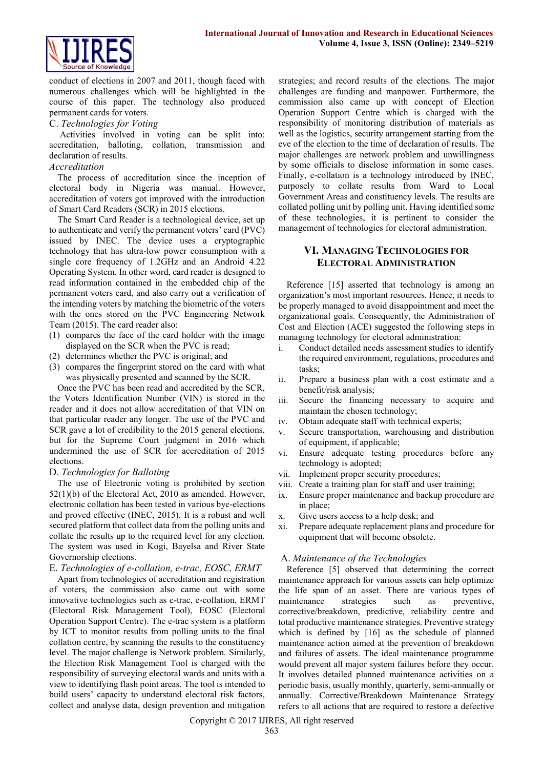conduct of elections in 2007 and 2011, though faced with numerous challenges which will be highlighted in the course of this paper. The technology also produced permanent cards for voters.

### C. *Technologies for Voting*

Activities involved in voting can be split into: accreditation, balloting, collation, transmission and declaration of results.

*Accreditation*

The process of accreditation since the inception of electoral body in Nigeria was manual. However, accreditation of voters got improved with the introduction of Smart Card Readers (SCR) in 2015 elections.

The Smart Card Reader is a technological device, set up to authenticate and verify the permanent voters' card (PVC) issued by INEC. The device uses a cryptographic technology that has ultra-low power consumption with a single core frequency of 1.2GHz and an Android 4.22 Operating System. In other word, card reader is designed to read information contained in the embedded chip of the permanent voters card, and also carry out a verification of the intending voters by matching the biometric of the voters with the ones stored on the PVC Engineering Network Team (2015). The card reader also:

(1) compares the face of the card holder with the image displayed on the SCR when the PVC is read;
(2) determines whether the PVC is original; and
(3) compares the fingerprint stored on the card with what was physically presented and scanned by the SCR.

Once the PVC has been read and accredited by the SCR, the Voters Identification Number (VIN) is stored in the reader and it does not allow accreditation of that VIN on that particular reader any longer. The use of the PVC and SCR gave a lot of credibility to the 2015 general elections, but for the Supreme Court judgment in 2016 which undermined the use of SCR for accreditation of 2015 elections.

### D. *Technologies for Balloting*

The use of Electronic voting is prohibited by section 52(1)(b) of the Electoral Act, 2010 as amended. However, electronic collation has been tested in various bye-elections and proved effective (INEC, 2015). It is a robust and well secured platform that collect data from the polling units and collate the results up to the required level for any election. The system was used in Kogi, Bayelsa and River State Governorship elections.

### E. *Technologies of e-collation, e-trac, EOSC, ERMT*

Apart from technologies of accreditation and registration of voters, the commission also came out with some innovative technologies such as e-trac, e-collation, ERMT (Electoral Risk Management Tool), EOSC (Electoral Operation Support Centre). The e-trac system is a platform by ICT to monitor results from polling units to the final collation centre, by scanning the results to the constituency level. The major challenge is Network problem. Similarly, the Election Risk Management Tool is charged with the responsibility of surveying electoral wards and units with a view to identifying flash point areas. The tool is intended to build users' capacity to understand electoral risk factors, collect and analyse data, design prevention and mitigation strategies; and record results of the elections. The major challenges are funding and manpower. Furthermore, the commission also came up with concept of Election Operation Support Centre which is charged with the responsibility of monitoring distribution of materials as well as the logistics, security arrangement starting from the eve of the election to the time of declaration of results. The major challenges are network problem and unwillingness by some officials to disclose information in some cases. Finally, e-collation is a technology introduced by INEC, purposely to collate results from Ward to Local Government Areas and constituency levels. The results are collated polling unit by polling unit. Having identified some of these technologies, it is pertinent to consider the management of technologies for electoral administration.

## VI. Managing Technologies for Electoral Administration

Reference [15] asserted that technology is among an organization's most important resources. Hence, it needs to be properly managed to avoid disappointment and meet the organizational goals. Consequently, the Administration of Cost and Election (ACE) suggested the following steps in managing technology for electoral administration:

i. Conduct detailed needs assessment studies to identify the required environment, regulations, procedures and tasks;
ii. Prepare a business plan with a cost estimate and a benefit/risk analysis;
iii. Secure the financing necessary to acquire and maintain the chosen technology;
iv. Obtain adequate staff with technical experts;
v. Secure transportation, warehousing and distribution of equipment, if applicable;
vi. Ensure adequate testing procedures before any technology is adopted;
vii. Implement proper security procedures;
viii. Create a training plan for staff and user training;
ix. Ensure proper maintenance and backup procedure are in place;
x. Give users access to a help desk; and
xi. Prepare adequate replacement plans and procedure for equipment that will become obsolete.

### A. *Maintenance of the Technologies*

Reference [5] observed that determining the correct maintenance approach for various assets can help optimize the life span of an asset. There are various types of maintenance strategies such as preventive, corrective/breakdown, predictive, reliability centre and total productive maintenance strategies. Preventive strategy which is defined by [16] as the schedule of planned maintenance action aimed at the prevention of breakdown and failures of assets. The ideal maintenance programme would prevent all major system failures before they occur. It involves detailed planned maintenance activities on a periodic basis, usually monthly, quarterly, semi-annually or annually. Corrective/Breakdown Maintenance Strategy refers to all actions that are required to restore a defective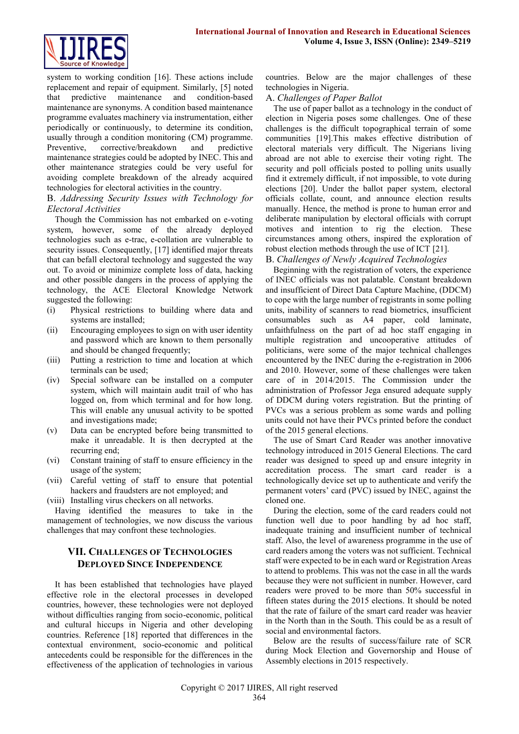system to working condition [16]. These actions include replacement and repair of equipment. Similarly, [5] noted that predictive maintenance and condition-based maintenance are synonyms. A condition based maintenance programme evaluates machinery via instrumentation, either periodically or continuously, to determine its condition, usually through a condition monitoring (CM) programme. Preventive, corrective/breakdown and predictive maintenance strategies could be adopted by INEC. This and other maintenance strategies could be very useful for avoiding complete breakdown of the already acquired technologies for electoral activities in the country.

### B. *Addressing Security Issues with Technology for Electoral Activities*

Though the Commission has not embarked on e-voting system, however, some of the already deployed technologies such as e-trac, e-collation are vulnerable to security issues. Consequently, [17] identified major threats that can befall electoral technology and suggested the way out. To avoid or minimize complete loss of data, hacking and other possible dangers in the process of applying the technology, the ACE Electoral Knowledge Network suggested the following:

(i) Physical restrictions to building where data and systems are installed;
(ii) Encouraging employees to sign on with user identity and password which are known to them personally and should be changed frequently;
(iii) Putting a restriction to time and location at which terminals can be used;
(iv) Special software can be installed on a computer system, which will maintain audit trail of who has logged on, from which terminal and for how long. This will enable any unusual activity to be spotted and investigations made;
(v) Data can be encrypted before being transmitted to make it unreadable. It is then decrypted at the recurring end;
(vi) Constant training of staff to ensure efficiency in the usage of the system;
(vii) Careful vetting of staff to ensure that potential hackers and fraudsters are not employed; and
(viii) Installing virus checkers on all networks.

Having identified the measures to take in the management of technologies, we now discuss the various challenges that may confront these technologies.

## VII. Challenges of Technologies Deployed Since Independence

It has been established that technologies have played effective role in the electoral processes in developed countries, however, these technologies were not deployed without difficulties ranging from socio-economic, political and cultural hiccups in Nigeria and other developing countries. Reference [18] reported that differences in the contextual environment, socio-economic and political antecedents could be responsible for the differences in the effectiveness of the application of technologies in various countries. Below are the major challenges of these technologies in Nigeria.

### A. *Challenges of Paper Ballot*

The use of paper ballot as a technology in the conduct of election in Nigeria poses some challenges. One of these challenges is the difficult topographical terrain of some communities [19].This makes effective distribution of electoral materials very difficult. The Nigerians living abroad are not able to exercise their voting right. The security and poll officials posted to polling units usually find it extremely difficult, if not impossible, to vote during elections [20]. Under the ballot paper system, electoral officials collate, count, and announce election results manually. Hence, the method is prone to human error and deliberate manipulation by electoral officials with corrupt motives and intention to rig the election. These circumstances among others, inspired the exploration of robust election methods through the use of ICT [21].

### B. *Challenges of Newly Acquired Technologies*

Beginning with the registration of voters, the experience of INEC officials was not palatable. Constant breakdown and insufficient of Direct Data Capture Machine, (DDCM) to cope with the large number of registrants in some polling units, inability of scanners to read biometrics, insufficient consumables such as A4 paper, cold laminate, unfaithfulness on the part of ad hoc staff engaging in multiple registration and uncooperative attitudes of politicians, were some of the major technical challenges encountered by the INEC during the e-registration in 2006 and 2010. However, some of these challenges were taken care of in 2014/2015. The Commission under the administration of Professor Jega ensured adequate supply of DDCM during voters registration. But the printing of PVCs was a serious problem as some wards and polling units could not have their PVCs printed before the conduct of the 2015 general elections.

The use of Smart Card Reader was another innovative technology introduced in 2015 General Elections. The card reader was designed to speed up and ensure integrity in accreditation process. The smart card reader is a technologically device set up to authenticate and verify the permanent voters' card (PVC) issued by INEC, against the cloned one.

During the election, some of the card readers could not function well due to poor handling by ad hoc staff, inadequate training and insufficient number of technical staff. Also, the level of awareness programme in the use of card readers among the voters was not sufficient. Technical staff were expected to be in each ward or Registration Areas to attend to problems. This was not the case in all the wards because they were not sufficient in number. However, card readers were proved to be more than 50% successful in fifteen states during the 2015 elections. It should be noted that the rate of failure of the smart card reader was heavier in the North than in the South. This could be as a result of social and environmental factors.

Below are the results of success/failure rate of SCR during Mock Election and Governorship and House of Assembly elections in 2015 respectively.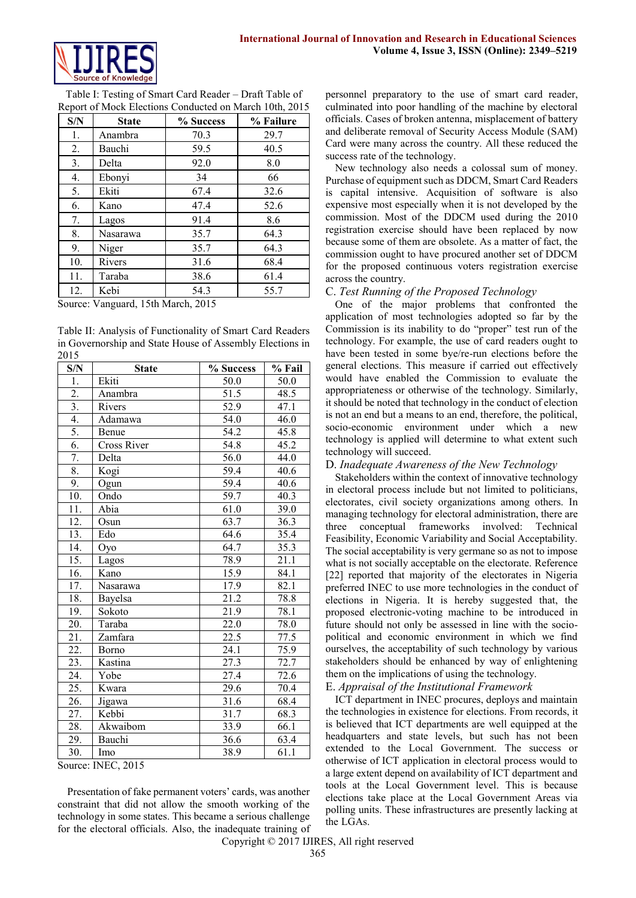Table I: Testing of Smart Card Reader – Draft Table of Report of Mock Elections Conducted on March 10th, 2015

| S/N | State | % Success | % Failure |
|---|---|---|---|
| 1. | Anambra | 70.3 | 29.7 |
| 2. | Bauchi | 59.5 | 40.5 |
| 3. | Delta | 92.0 | 8.0 |
| 4. | Ebonyi | 34 | 66 |
| 5. | Ekiti | 67.4 | 32.6 |
| 6. | Kano | 47.4 | 52.6 |
| 7. | Lagos | 91.4 | 8.6 |
| 8. | Nasarawa | 35.7 | 64.3 |
| 9. | Niger | 35.7 | 64.3 |
| 10. | Rivers | 31.6 | 68.4 |
| 11. | Taraba | 38.6 | 61.4 |
| 12. | Kebi | 54.3 | 55.7 |

Source: Vanguard, 15th March, 2015

Table II: Analysis of Functionality of Smart Card Readers in Governorship and State House of Assembly Elections in 2015

| S/N | State | % Success | % Fail |
|---|---|---|---|
| 1. | Ekiti | 50.0 | 50.0 |
| 2. | Anambra | 51.5 | 48.5 |
| 3. | Rivers | 52.9 | 47.1 |
| 4. | Adamawa | 54.0 | 46.0 |
| 5. | Benue | 54.2 | 45.8 |
| 6. | Cross River | 54.8 | 45.2 |
| 7. | Delta | 56.0 | 44.0 |
| 8. | Kogi | 59.4 | 40.6 |
| 9. | Ogun | 59.4 | 40.6 |
| 10. | Ondo | 59.7 | 40.3 |
| 11. | Abia | 61.0 | 39.0 |
| 12. | Osun | 63.7 | 36.3 |
| 13. | Edo | 64.6 | 35.4 |
| 14. | Oyo | 64.7 | 35.3 |
| 15. | Lagos | 78.9 | 21.1 |
| 16. | Kano | 15.9 | 84.1 |
| 17. | Nasarawa | 17.9 | 82.1 |
| 18. | Bayelsa | 21.2 | 78.8 |
| 19. | Sokoto | 21.9 | 78.1 |
| 20. | Taraba | 22.0 | 78.0 |
| 21. | Zamfara | 22.5 | 77.5 |
| 22. | Borno | 24.1 | 75.9 |
| 23. | Kastina | 27.3 | 72.7 |
| 24. | Yobe | 27.4 | 72.6 |
| 25. | Kwara | 29.6 | 70.4 |
| 26. | Jigawa | 31.6 | 68.4 |
| 27. | Kebbi | 31.7 | 68.3 |
| 28. | Akwaibom | 33.9 | 66.1 |
| 29. | Bauchi | 36.6 | 63.4 |
| 30. | Imo | 38.9 | 61.1 |

Source: INEC, 2015

Presentation of fake permanent voters' cards, was another constraint that did not allow the smooth working of the technology in some states. This became a serious challenge for the electoral officials. Also, the inadequate training of personnel preparatory to the use of smart card reader, culminated into poor handling of the machine by electoral officials. Cases of broken antenna, misplacement of battery and deliberate removal of Security Access Module (SAM) Card were many across the country. All these reduced the success rate of the technology.

New technology also needs a colossal sum of money. Purchase of equipment such as DDCM, Smart Card Readers is capital intensive. Acquisition of software is also expensive most especially when it is not developed by the commission. Most of the DDCM used during the 2010 registration exercise should have been replaced by now because some of them are obsolete. As a matter of fact, the commission ought to have procured another set of DDCM for the proposed continuous voters registration exercise across the country.

### C. *Test Running of the Proposed Technology*

One of the major problems that confronted the application of most technologies adopted so far by the Commission is its inability to do "proper" test run of the technology. For example, the use of card readers ought to have been tested in some bye/re-run elections before the general elections. This measure if carried out effectively would have enabled the Commission to evaluate the appropriateness or otherwise of the technology. Similarly, it should be noted that technology in the conduct of election is not an end but a means to an end, therefore, the political, socio-economic environment under which a new technology is applied will determine to what extent such technology will succeed.

### D. *Inadequate Awareness of the New Technology*

Stakeholders within the context of innovative technology in electoral process include but not limited to politicians, electorates, civil society organizations among others. In managing technology for electoral administration, there are three conceptual frameworks involved: Technical Feasibility, Economic Variability and Social Acceptability. The social acceptability is very germane so as not to impose what is not socially acceptable on the electorate. Reference [22] reported that majority of the electorates in Nigeria preferred INEC to use more technologies in the conduct of elections in Nigeria. It is hereby suggested that, the proposed electronic-voting machine to be introduced in future should not only be assessed in line with the socio-political and economic environment in which we find ourselves, the acceptability of such technology by various stakeholders should be enhanced by way of enlightening them on the implications of using the technology.

### E. *Appraisal of the Institutional Framework*

ICT department in INEC procures, deploys and maintain the technologies in existence for elections. From records, it is believed that ICT departments are well equipped at the headquarters and state levels, but such has not been extended to the Local Government. The success or otherwise of ICT application in electoral process would to a large extent depend on availability of ICT department and tools at the Local Government level. This is because elections take place at the Local Government Areas via polling units. These infrastructures are presently lacking at the LGAs.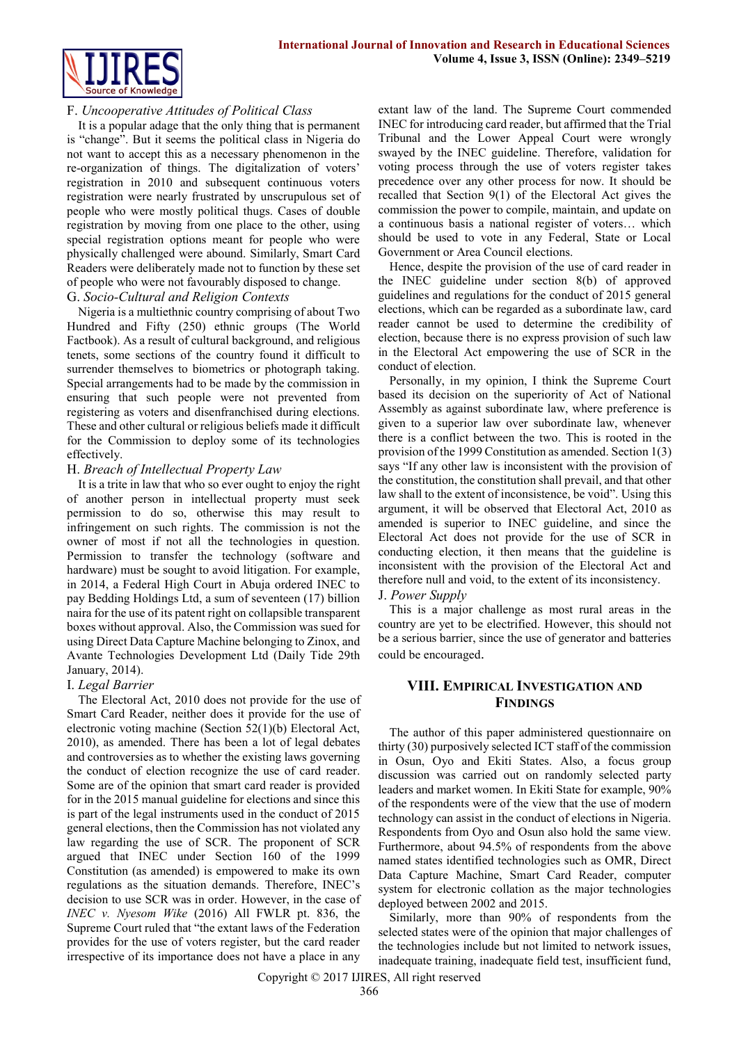### F. *Uncooperative Attitudes of Political Class*

It is a popular adage that the only thing that is permanent is "change". But it seems the political class in Nigeria do not want to accept this as a necessary phenomenon in the re-organization of things. The digitalization of voters' registration in 2010 and subsequent continuous voters registration were nearly frustrated by unscrupulous set of people who were mostly political thugs. Cases of double registration by moving from one place to the other, using special registration options meant for people who were physically challenged were abound. Similarly, Smart Card Readers were deliberately made not to function by these set of people who were not favourably disposed to change.

### G. *Socio-Cultural and Religion Contexts*

Nigeria is a multiethnic country comprising of about Two Hundred and Fifty (250) ethnic groups (The World Factbook). As a result of cultural background, and religious tenets, some sections of the country found it difficult to surrender themselves to biometrics or photograph taking. Special arrangements had to be made by the commission in ensuring that such people were not prevented from registering as voters and disenfranchised during elections. These and other cultural or religious beliefs made it difficult for the Commission to deploy some of its technologies effectively.

### H. *Breach of Intellectual Property Law*

It is a trite in law that who so ever ought to enjoy the right of another person in intellectual property must seek permission to do so, otherwise this may result to infringement on such rights. The commission is not the owner of most if not all the technologies in question. Permission to transfer the technology (software and hardware) must be sought to avoid litigation. For example, in 2014, a Federal High Court in Abuja ordered INEC to pay Bedding Holdings Ltd, a sum of seventeen (17) billion naira for the use of its patent right on collapsible transparent boxes without approval. Also, the Commission was sued for using Direct Data Capture Machine belonging to Zinox, and Avante Technologies Development Ltd (Daily Tide 29th January, 2014).

### I. *Legal Barrier*

The Electoral Act, 2010 does not provide for the use of Smart Card Reader, neither does it provide for the use of electronic voting machine (Section 52(1)(b) Electoral Act, 2010), as amended. There has been a lot of legal debates and controversies as to whether the existing laws governing the conduct of election recognize the use of card reader. Some are of the opinion that smart card reader is provided for in the 2015 manual guideline for elections and since this is part of the legal instruments used in the conduct of 2015 general elections, then the Commission has not violated any law regarding the use of SCR. The proponent of SCR argued that INEC under Section 160 of the 1999 Constitution (as amended) is empowered to make its own regulations as the situation demands. Therefore, INEC's decision to use SCR was in order. However, in the case of *INEC v. Nyesom Wike* (2016) All FWLR pt. 836, the Supreme Court ruled that "the extant laws of the Federation provides for the use of voters register, but the card reader irrespective of its importance does not have a place in any extant law of the land. The Supreme Court commended INEC for introducing card reader, but affirmed that the Trial Tribunal and the Lower Appeal Court were wrongly swayed by the INEC guideline. Therefore, validation for voting process through the use of voters register takes precedence over any other process for now. It should be recalled that Section 9(1) of the Electoral Act gives the commission the power to compile, maintain, and update on a continuous basis a national register of voters… which should be used to vote in any Federal, State or Local Government or Area Council elections.

Hence, despite the provision of the use of card reader in the INEC guideline under section 8(b) of approved guidelines and regulations for the conduct of 2015 general elections, which can be regarded as a subordinate law, card reader cannot be used to determine the credibility of election, because there is no express provision of such law in the Electoral Act empowering the use of SCR in the conduct of election.

Personally, in my opinion, I think the Supreme Court based its decision on the superiority of Act of National Assembly as against subordinate law, where preference is given to a superior law over subordinate law, whenever there is a conflict between the two. This is rooted in the provision of the 1999 Constitution as amended. Section 1(3) says "If any other law is inconsistent with the provision of the constitution, the constitution shall prevail, and that other law shall to the extent of inconsistence, be void". Using this argument, it will be observed that Electoral Act, 2010 as amended is superior to INEC guideline, and since the Electoral Act does not provide for the use of SCR in conducting election, it then means that the guideline is inconsistent with the provision of the Electoral Act and therefore null and void, to the extent of its inconsistency.

### J. *Power Supply*

This is a major challenge as most rural areas in the country are yet to be electrified. However, this should not be a serious barrier, since the use of generator and batteries could be encouraged.

## VIII. Empirical Investigation and Findings

The author of this paper administered questionnaire on thirty (30) purposively selected ICT staff of the commission in Osun, Oyo and Ekiti States. Also, a focus group discussion was carried out on randomly selected party leaders and market women. In Ekiti State for example, 90% of the respondents were of the view that the use of modern technology can assist in the conduct of elections in Nigeria. Respondents from Oyo and Osun also hold the same view. Furthermore, about 94.5% of respondents from the above named states identified technologies such as OMR, Direct Data Capture Machine, Smart Card Reader, computer system for electronic collation as the major technologies deployed between 2002 and 2015.

Similarly, more than 90% of respondents from the selected states were of the opinion that major challenges of the technologies include but not limited to network issues, inadequate training, inadequate field test, insufficient fund,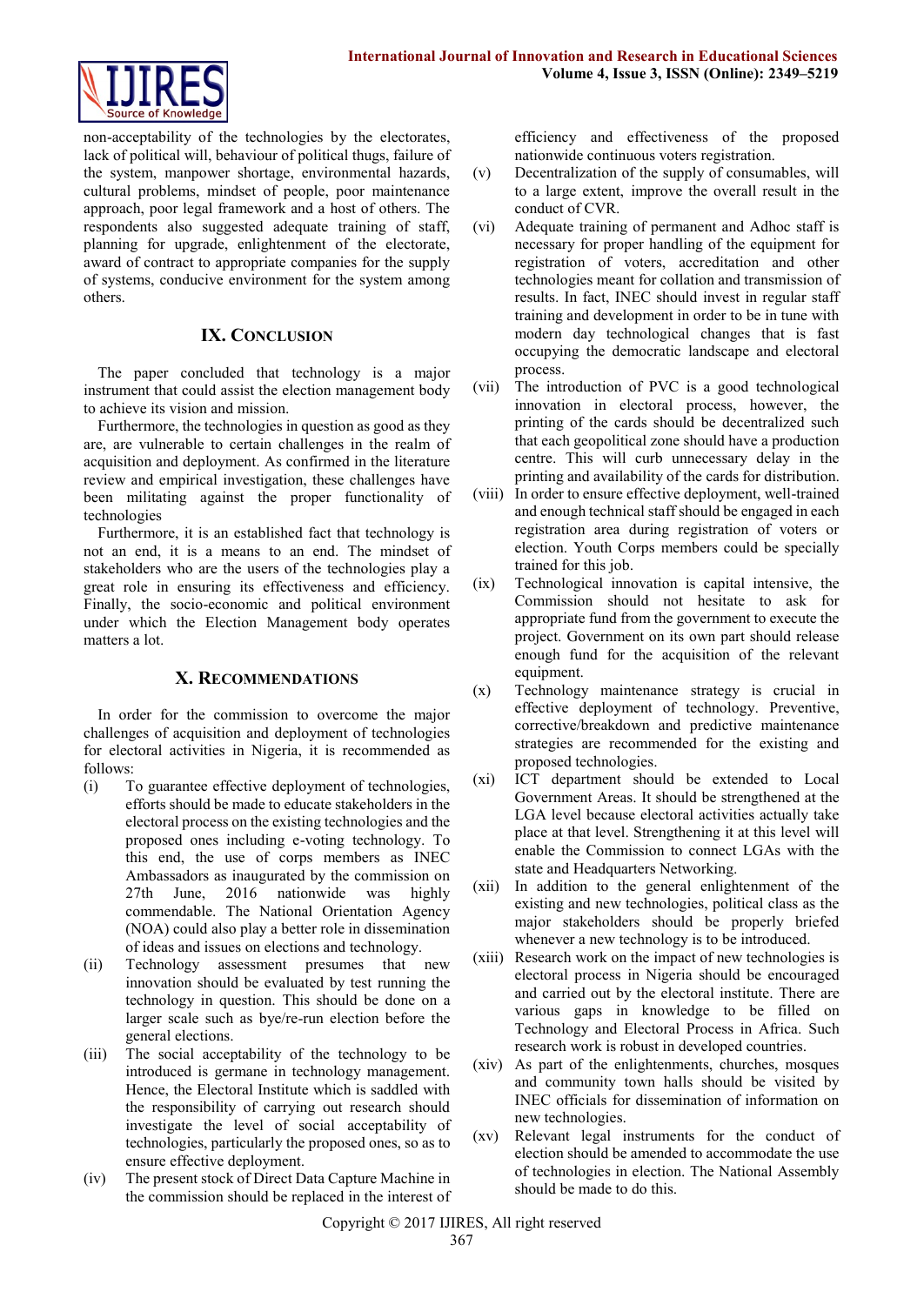non-acceptability of the technologies by the electorates, lack of political will, behaviour of political thugs, failure of the system, manpower shortage, environmental hazards, cultural problems, mindset of people, poor maintenance approach, poor legal framework and a host of others. The respondents also suggested adequate training of staff, planning for upgrade, enlightenment of the electorate, award of contract to appropriate companies for the supply of systems, conducive environment for the system among others.

## IX. Conclusion

The paper concluded that technology is a major instrument that could assist the election management body to achieve its vision and mission.

Furthermore, the technologies in question as good as they are, are vulnerable to certain challenges in the realm of acquisition and deployment. As confirmed in the literature review and empirical investigation, these challenges have been militating against the proper functionality of technologies

Furthermore, it is an established fact that technology is not an end, it is a means to an end. The mindset of stakeholders who are the users of the technologies play a great role in ensuring its effectiveness and efficiency. Finally, the socio-economic and political environment under which the Election Management body operates matters a lot.

## X. Recommendations

In order for the commission to overcome the major challenges of acquisition and deployment of technologies for electoral activities in Nigeria, it is recommended as follows:

(i) To guarantee effective deployment of technologies, efforts should be made to educate stakeholders in the electoral process on the existing technologies and the proposed ones including e-voting technology. To this end, the use of corps members as INEC Ambassadors as inaugurated by the commission on 27th June, 2016 nationwide was highly commendable. The National Orientation Agency (NOA) could also play a better role in dissemination of ideas and issues on elections and technology.

(ii) Technology assessment presumes that new innovation should be evaluated by test running the technology in question. This should be done on a larger scale such as bye/re-run election before the general elections.

(iii) The social acceptability of the technology to be introduced is germane in technology management. Hence, the Electoral Institute which is saddled with the responsibility of carrying out research should investigate the level of social acceptability of technologies, particularly the proposed ones, so as to ensure effective deployment.

(iv) The present stock of Direct Data Capture Machine in the commission should be replaced in the interest of efficiency and effectiveness of the proposed nationwide continuous voters registration.

(v) Decentralization of the supply of consumables, will to a large extent, improve the overall result in the conduct of CVR.

(vi) Adequate training of permanent and Adhoc staff is necessary for proper handling of the equipment for registration of voters, accreditation and other technologies meant for collation and transmission of results. In fact, INEC should invest in regular staff training and development in order to be in tune with modern day technological changes that is fast occupying the democratic landscape and electoral process.

(vii) The introduction of PVC is a good technological innovation in electoral process, however, the printing of the cards should be decentralized such that each geopolitical zone should have a production centre. This will curb unnecessary delay in the printing and availability of the cards for distribution.

(viii) In order to ensure effective deployment, well-trained and enough technical staff should be engaged in each registration area during registration of voters or election. Youth Corps members could be specially trained for this job.

(ix) Technological innovation is capital intensive, the Commission should not hesitate to ask for appropriate fund from the government to execute the project. Government on its own part should release enough fund for the acquisition of the relevant equipment.

(x) Technology maintenance strategy is crucial in effective deployment of technology. Preventive, corrective/breakdown and predictive maintenance strategies are recommended for the existing and proposed technologies.

(xi) ICT department should be extended to Local Government Areas. It should be strengthened at the LGA level because electoral activities actually take place at that level. Strengthening it at this level will enable the Commission to connect LGAs with the state and Headquarters Networking.

(xii) In addition to the general enlightenment of the existing and new technologies, political class as the major stakeholders should be properly briefed whenever a new technology is to be introduced.

(xiii) Research work on the impact of new technologies is electoral process in Nigeria should be encouraged and carried out by the electoral institute. There are various gaps in knowledge to be filled on Technology and Electoral Process in Africa. Such research work is robust in developed countries.

(xiv) As part of the enlightenments, churches, mosques and community town halls should be visited by INEC officials for dissemination of information on new technologies.

(xv) Relevant legal instruments for the conduct of election should be amended to accommodate the use of technologies in election. The National Assembly should be made to do this.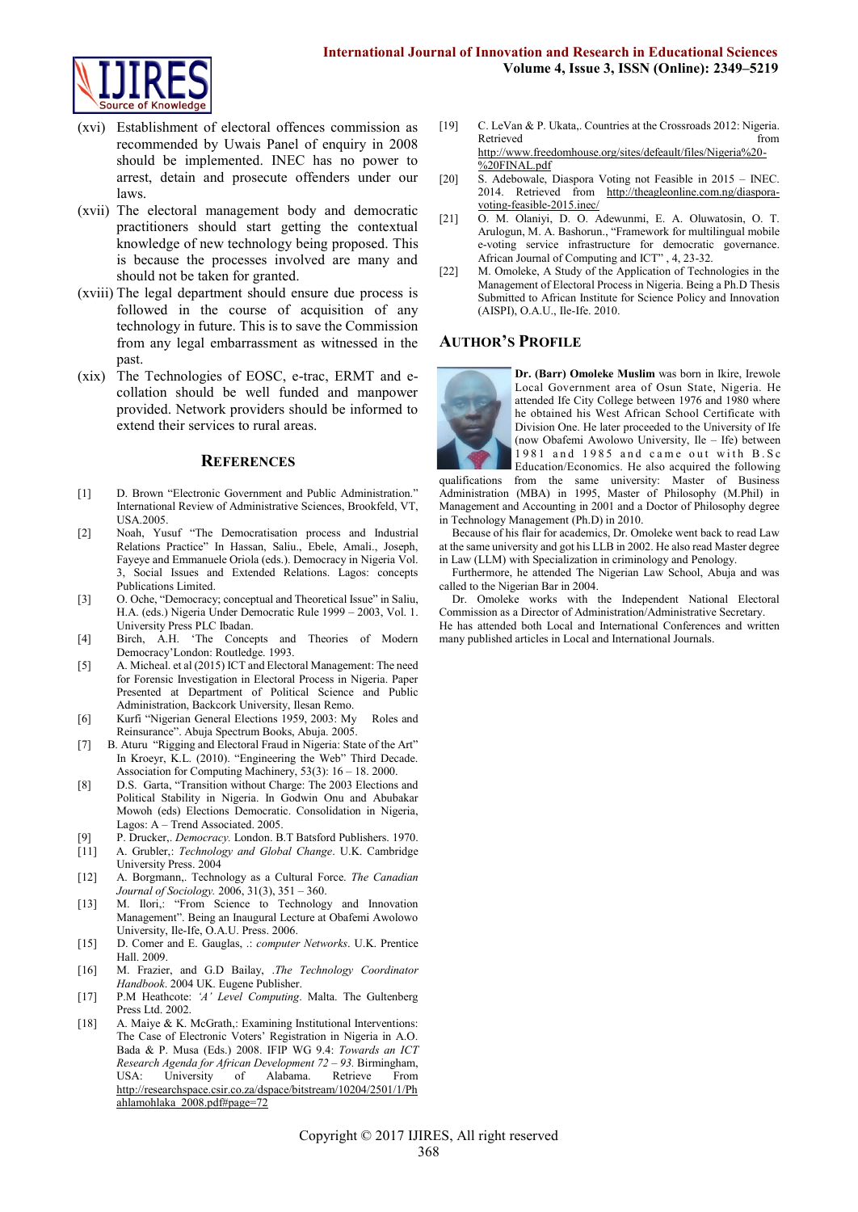(xvi) Establishment of electoral offences commission as recommended by Uwais Panel of enquiry in 2008 should be implemented. INEC has no power to arrest, detain and prosecute offenders under our laws.

(xvii) The electoral management body and democratic practitioners should start getting the contextual knowledge of new technology being proposed. This is because the processes involved are many and should not be taken for granted.

(xviii) The legal department should ensure due process is followed in the course of acquisition of any technology in future. This is to save the Commission from any legal embarrassment as witnessed in the past.

(xix) The Technologies of EOSC, e-trac, ERMT and e-collation should be well funded and manpower provided. Network providers should be informed to extend their services to rural areas.

## References

[1] D. Brown "Electronic Government and Public Administration." International Review of Administrative Sciences, Brookfeld, VT, USA.2005.

[2] Noah, Yusuf "The Democratisation process and Industrial Relations Practice" In Hassan, Saliu., Ebele, Amali., Joseph, Fayeye and Emmanuele Oriola (eds.). Democracy in Nigeria Vol. 3, Social Issues and Extended Relations. Lagos: concepts Publications Limited.

[3] O. Oche, "Democracy; conceptual and Theoretical Issue" in Saliu, H.A. (eds.) Nigeria Under Democratic Rule 1999 – 2003, Vol. 1. University Press PLC Ibadan.

[4] Birch, A.H. 'The Concepts and Theories of Modern Democracy'London: Routledge. 1993.

[5] A. Micheal. et al (2015) ICT and Electoral Management: The need for Forensic Investigation in Electoral Process in Nigeria. Paper Presented at Department of Political Science and Public Administration, Backcork University, Ilesan Remo.

[6] Kurfi "Nigerian General Elections 1959, 2003: My Roles and Reinsurance". Abuja Spectrum Books, Abuja. 2005.

[7] B. Aturu "Rigging and Electoral Fraud in Nigeria: State of the Art" In Kroeyr, K.L. (2010). "Engineering the Web" Third Decade. Association for Computing Machinery, 53(3): 16 – 18. 2000.

[8] D.S. Garta, "Transition without Charge: The 2003 Elections and Political Stability in Nigeria. In Godwin Onu and Abubakar Mowoh (eds) Elections Democratic. Consolidation in Nigeria, Lagos: A – Trend Associated. 2005.

[9] P. Drucker,. *Democracy.* London. B.T Batsford Publishers. 1970.

[11] A. Grubler,: *Technology and Global Change*. U.K. Cambridge University Press. 2004

[12] A. Borgmann,. Technology as a Cultural Force. *The Canadian Journal of Sociology.* 2006, 31(3), 351 – 360.

[13] M. Ilori,: "From Science to Technology and Innovation Management". Being an Inaugural Lecture at Obafemi Awolowo University, Ile-Ife, O.A.U. Press. 2006.

[15] D. Comer and E. Gauglas, .: *computer Networks*. U.K. Prentice Hall. 2009.

[16] M. Frazier, and G.D Bailay, .*The Technology Coordinator Handbook*. 2004 UK. Eugene Publisher.

[17] P.M Heathcote: *'A' Level Computing*. Malta. The Gultenberg Press Ltd. 2002.

[18] A. Maiye & K. McGrath,: Examining Institutional Interventions: The Case of Electronic Voters' Registration in Nigeria in A.O. Bada & P. Musa (Eds.) 2008. IFIP WG 9.4: *Towards an ICT Research Agenda for African Development 72 – 93.* Birmingham, USA: University of Alabama. Retrieve From http://researchspace.csir.co.za/dspace/bitstream/10204/2501/1/Phahlamohlaka_2008.pdf#page=72

[19] C. LeVan & P. Ukata,. Countries at the Crossroads 2012: Nigeria. Retrieved from http://www.freedomhouse.org/sites/defeault/files/Nigeria%20-%20FINAL.pdf

[20] S. Adebowale, Diaspora Voting not Feasible in 2015 – INEC. 2014. Retrieved from http://theagleonline.com.ng/diaspora-voting-feasible-2015.inec/

[21] O. M. Olaniyi, D. O. Adewunmi, E. A. Oluwatosin, O. T. Arulogun, M. A. Bashorun., "Framework for multilingual mobile e-voting service infrastructure for democratic governance. African Journal of Computing and ICT" , 4, 23-32.

[22] M. Omoleke, A Study of the Application of Technologies in the Management of Electoral Process in Nigeria. Being a Ph.D Thesis Submitted to African Institute for Science Policy and Innovation (AISPI), O.A.U., Ile-Ife. 2010.

## Author's Profile

**Dr. (Barr) Omoleke Muslim** was born in Ikire, Irewole Local Government area of Osun State, Nigeria. He attended Ife City College between 1976 and 1980 where he obtained his West African School Certificate with Division One. He later proceeded to the University of Ife (now Obafemi Awolowo University, Ile – Ife) between 1981 and 1985 and came out with B.Sc Education/Economics. He also acquired the following qualifications from the same university: Master of Business Administration (MBA) in 1995, Master of Philosophy (M.Phil) in Management and Accounting in 2001 and a Doctor of Philosophy degree in Technology Management (Ph.D) in 2010.

Because of his flair for academics, Dr. Omoleke went back to read Law at the same university and got his LLB in 2002. He also read Master degree in Law (LLM) with Specialization in criminology and Penology.

Furthermore, he attended The Nigerian Law School, Abuja and was called to the Nigerian Bar in 2004.

Dr. Omoleke works with the Independent National Electoral Commission as a Director of Administration/Administrative Secretary. He has attended both Local and International Conferences and written many published articles in Local and International Journals.